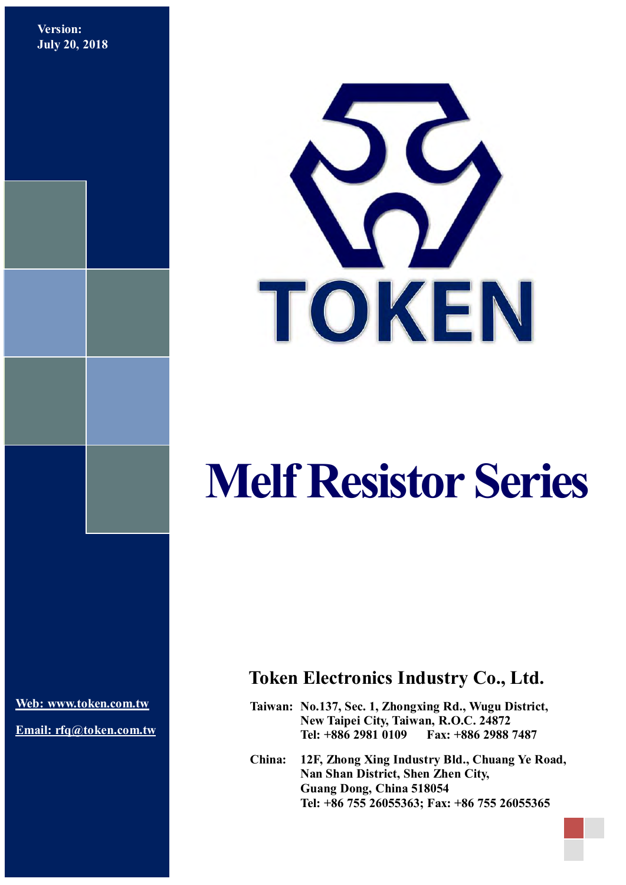Version:
July 20, 2018

TOKEN

# Melf Resistor Series

## Token Electronics Industry Co., Ltd.

Web: www.token.com.tw

Email: rfq@token.com.tw

**Taiwan:** No.137, Sec. 1, Zhongxing Rd., Wugu District,
New Taipei City, Taiwan, R.O.C. 24872
Tel: +886 2981 0109 Fax: +886 2988 7487

**China:** 12F, Zhong Xing Industry Bld., Chuang Ye Road,
Nan Shan District, Shen Zhen City,
Guang Dong, China 518054
Tel: +86 755 26055363; Fax: +86 755 26055365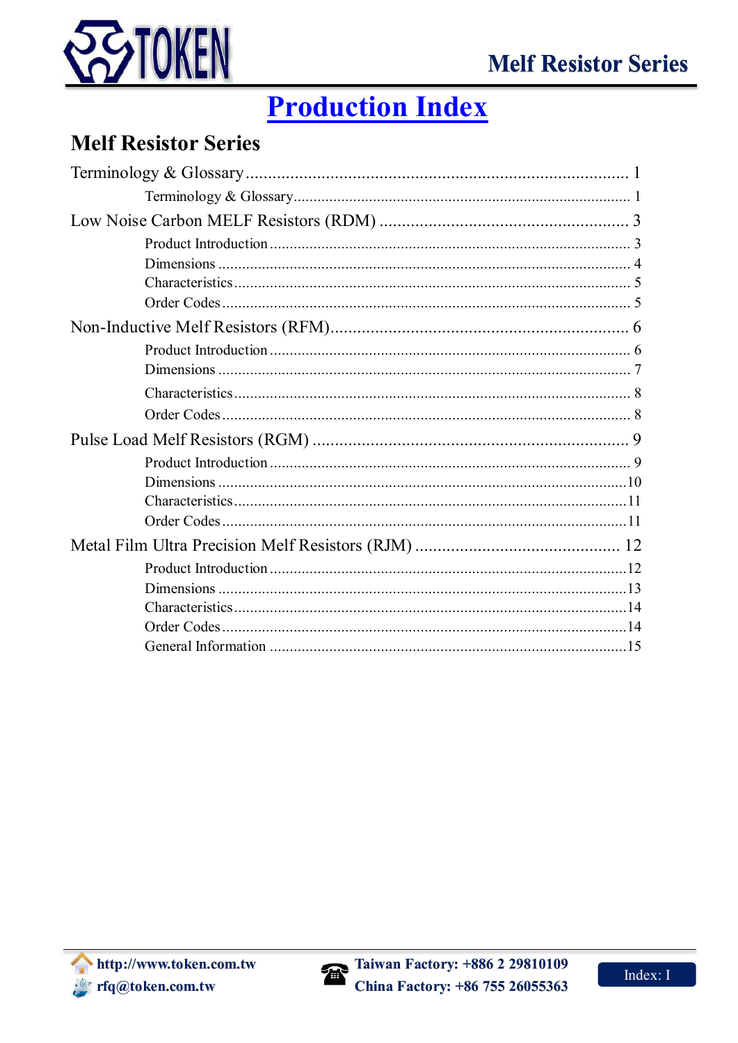# Production Index

## Melf Resistor Series

Terminology & Glossary ........................................................................ 1
- Terminology & Glossary ........................................................................ 1

Low Noise Carbon MELF Resistors (RDM) ........................................................ 3
- Product Introduction ........................................................................ 3
- Dimensions ........................................................................ 4
- Characteristics ........................................................................ 5
- Order Codes ........................................................................ 5

Non-Inductive Melf Resistors (RFM) ........................................................ 6
- Product Introduction ........................................................................ 6
- Dimensions ........................................................................ 7
- Characteristics ........................................................................ 8
- Order Codes ........................................................................ 8

Pulse Load Melf Resistors (RGM) ........................................................ 9
- Product Introduction ........................................................................ 9
- Dimensions ........................................................................ 10
- Characteristics ........................................................................ 11
- Order Codes ........................................................................ 11

Metal Film Ultra Precision Melf Resistors (RJM) ........................................................ 12
- Product Introduction ........................................................................ 12
- Dimensions ........................................................................ 13
- Characteristics ........................................................................ 14
- Order Codes ........................................................................ 14
- General Information ........................................................................ 15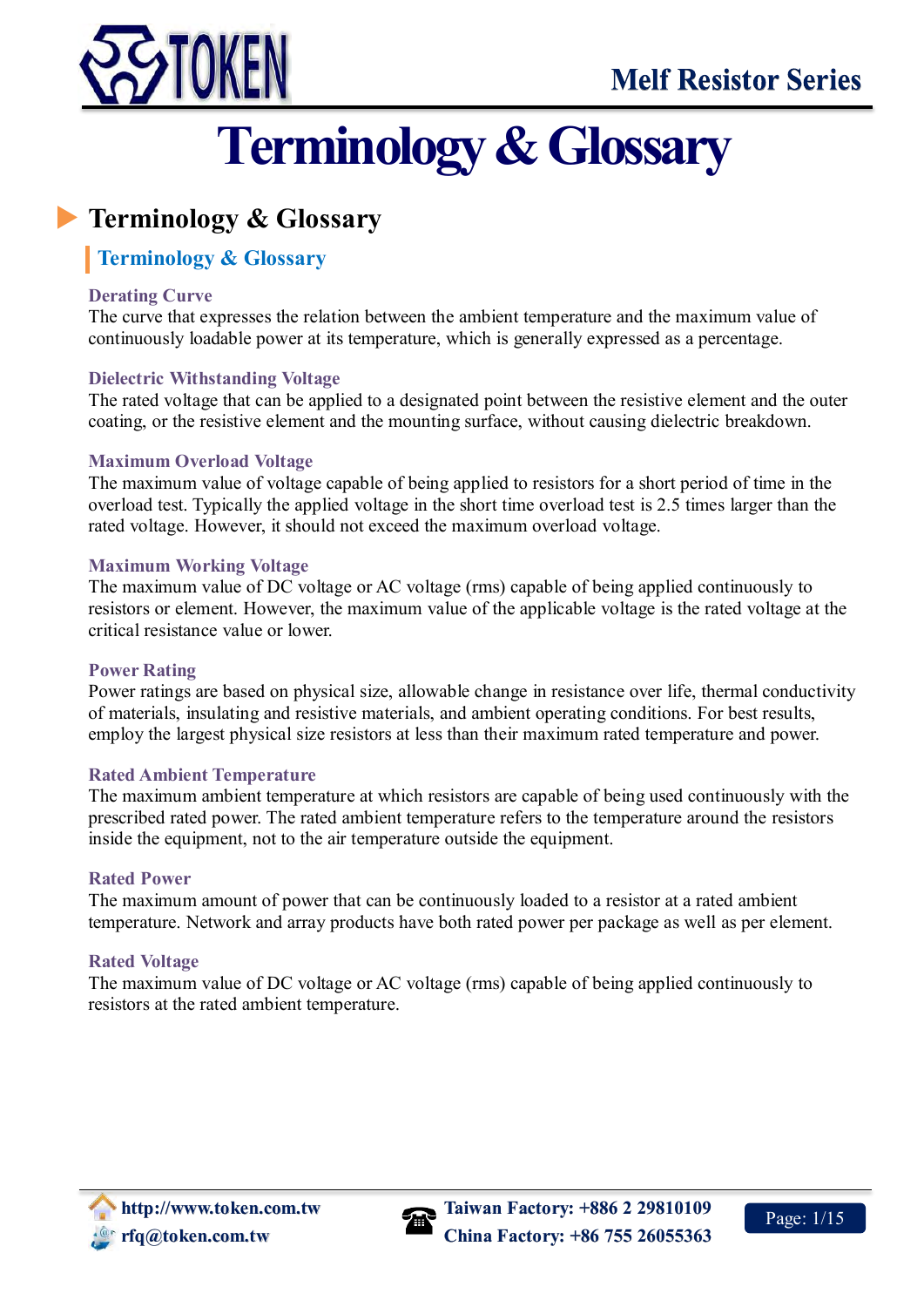# Terminology & Glossary

## Terminology & Glossary

### Terminology & Glossary

#### Derating Curve

The curve that expresses the relation between the ambient temperature and the maximum value of continuously loadable power at its temperature, which is generally expressed as a percentage.

#### Dielectric Withstanding Voltage

The rated voltage that can be applied to a designated point between the resistive element and the outer coating, or the resistive element and the mounting surface, without causing dielectric breakdown.

#### Maximum Overload Voltage

The maximum value of voltage capable of being applied to resistors for a short period of time in the overload test. Typically the applied voltage in the short time overload test is 2.5 times larger than the rated voltage. However, it should not exceed the maximum overload voltage.

#### Maximum Working Voltage

The maximum value of DC voltage or AC voltage (rms) capable of being applied continuously to resistors or element. However, the maximum value of the applicable voltage is the rated voltage at the critical resistance value or lower.

#### Power Rating

Power ratings are based on physical size, allowable change in resistance over life, thermal conductivity of materials, insulating and resistive materials, and ambient operating conditions. For best results, employ the largest physical size resistors at less than their maximum rated temperature and power.

#### Rated Ambient Temperature

The maximum ambient temperature at which resistors are capable of being used continuously with the prescribed rated power. The rated ambient temperature refers to the temperature around the resistors inside the equipment, not to the air temperature outside the equipment.

#### Rated Power

The maximum amount of power that can be continuously loaded to a resistor at a rated ambient temperature. Network and array products have both rated power per package as well as per element.

#### Rated Voltage

The maximum value of DC voltage or AC voltage (rms) capable of being applied continuously to resistors at the rated ambient temperature.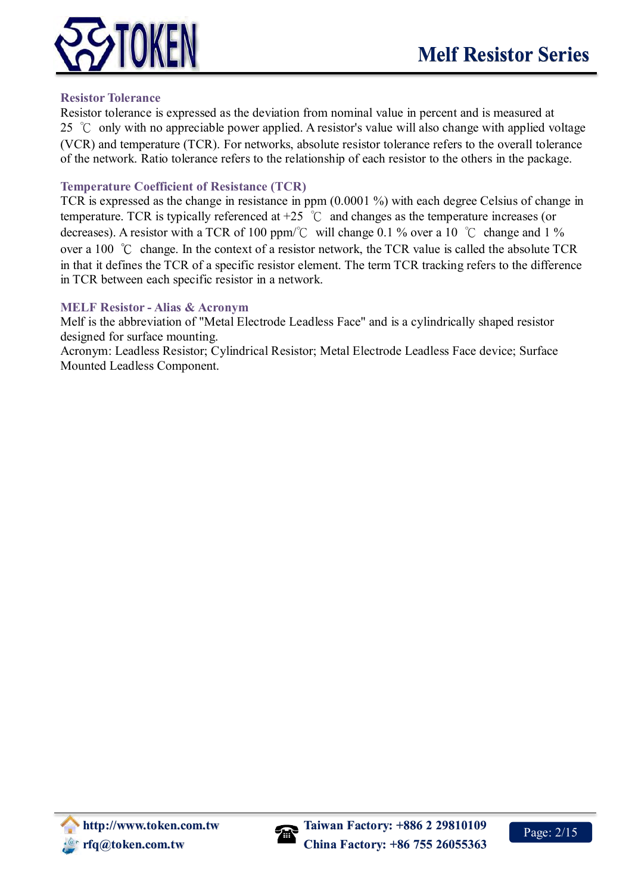## Resistor Tolerance

Resistor tolerance is expressed as the deviation from nominal value in percent and is measured at 25 ℃ only with no appreciable power applied. A resistor's value will also change with applied voltage (VCR) and temperature (TCR). For networks, absolute resistor tolerance refers to the overall tolerance of the network. Ratio tolerance refers to the relationship of each resistor to the others in the package.

## Temperature Coefficient of Resistance (TCR)

TCR is expressed as the change in resistance in ppm (0.0001 %) with each degree Celsius of change in temperature. TCR is typically referenced at +25 ℃ and changes as the temperature increases (or decreases). A resistor with a TCR of 100 ppm/℃ will change 0.1 % over a 10 ℃ change and 1 % over a 100 ℃ change. In the context of a resistor network, the TCR value is called the absolute TCR in that it defines the TCR of a specific resistor element. The term TCR tracking refers to the difference in TCR between each specific resistor in a network.

## MELF Resistor - Alias & Acronym

Melf is the abbreviation of "Metal Electrode Leadless Face" and is a cylindrically shaped resistor designed for surface mounting.

Acronym: Leadless Resistor; Cylindrical Resistor; Metal Electrode Leadless Face device; Surface Mounted Leadless Component.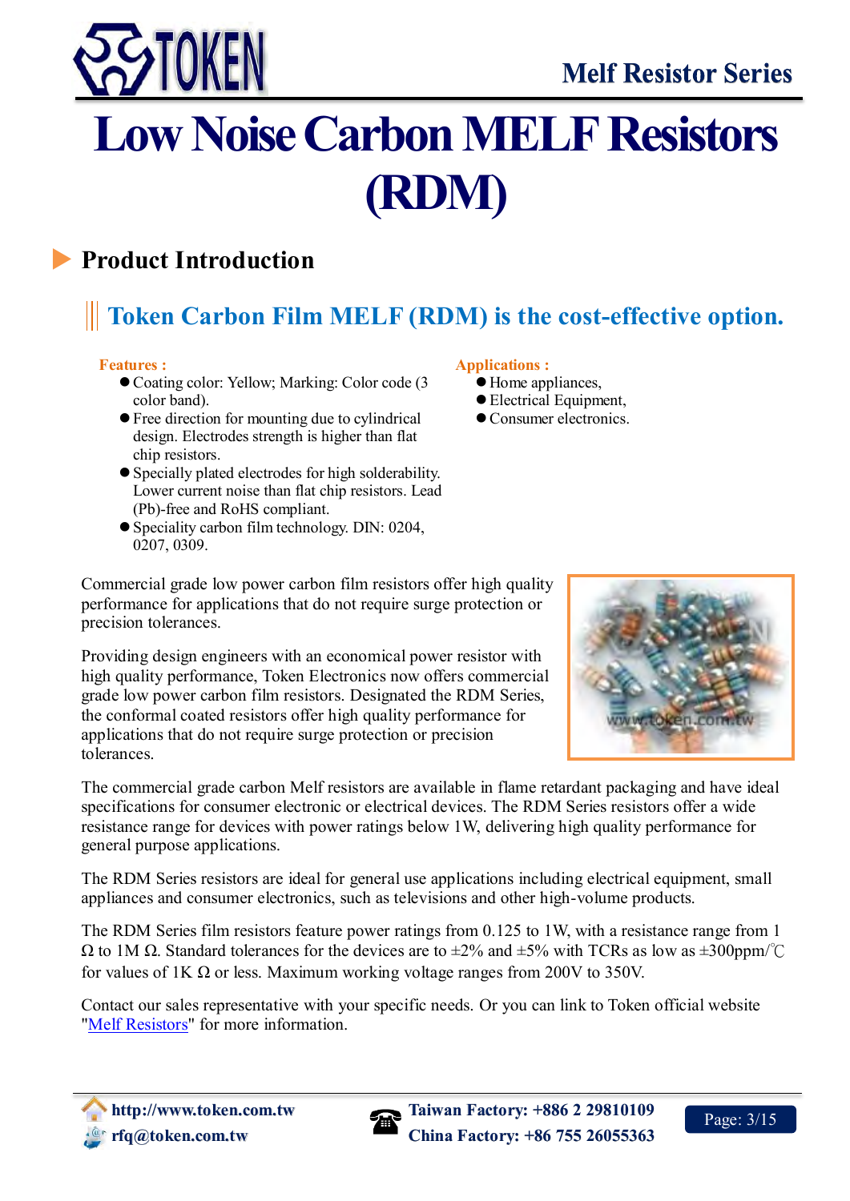# Low Noise Carbon MELF Resistors (RDM)

## Product Introduction

### Token Carbon Film MELF (RDM) is the cost-effective option.

**Features :**

- Coating color: Yellow; Marking: Color code (3 color band).
- Free direction for mounting due to cylindrical design. Electrodes strength is higher than flat chip resistors.
- Specially plated electrodes for high solderability. Lower current noise than flat chip resistors. Lead (Pb)-free and RoHS compliant.
- Speciality carbon film technology. DIN: 0204, 0207, 0309.

**Applications :**

- Home appliances,
- Electrical Equipment,
- Consumer electronics.

Commercial grade low power carbon film resistors offer high quality performance for applications that do not require surge protection or precision tolerances.

Providing design engineers with an economical power resistor with high quality performance, Token Electronics now offers commercial grade low power carbon film resistors. Designated the RDM Series, the conformal coated resistors offer high quality performance for applications that do not require surge protection or precision tolerances.

The commercial grade carbon Melf resistors are available in flame retardant packaging and have ideal specifications for consumer electronic or electrical devices. The RDM Series resistors offer a wide resistance range for devices with power ratings below 1W, delivering high quality performance for general purpose applications.

The RDM Series resistors are ideal for general use applications including electrical equipment, small appliances and consumer electronics, such as televisions and other high-volume products.

The RDM Series film resistors feature power ratings from 0.125 to 1W, with a resistance range from 1 Ω to 1M Ω. Standard tolerances for the devices are to ±2% and ±5% with TCRs as low as ±300ppm/℃ for values of 1K Ω or less. Maximum working voltage ranges from 200V to 350V.

Contact our sales representative with your specific needs. Or you can link to Token official website "Melf Resistors" for more information.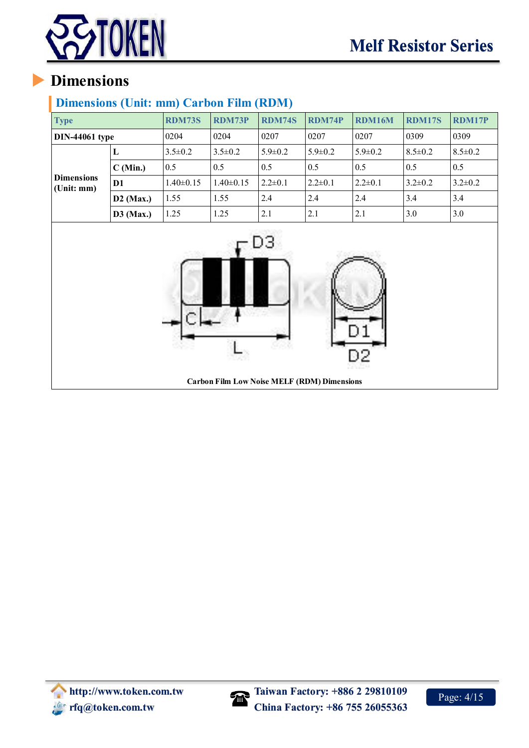# Dimensions

## Dimensions (Unit: mm) Carbon Film (RDM)

| Type | | RDM73S | RDM73P | RDM74S | RDM74P | RDM16M | RDM17S | RDM17P |
|---|---|---|---|---|---|---|---|---|
| DIN-44061 type | | 0204 | 0204 | 0207 | 0207 | 0207 | 0309 | 0309 |
| Dimensions (Unit: mm) | L | 3.5±0.2 | 3.5±0.2 | 5.9±0.2 | 5.9±0.2 | 5.9±0.2 | 8.5±0.2 | 8.5±0.2 |
| | C (Min.) | 0.5 | 0.5 | 0.5 | 0.5 | 0.5 | 0.5 | 0.5 |
| | D1 | 1.40±0.15 | 1.40±0.15 | 2.2±0.1 | 2.2±0.1 | 2.2±0.1 | 3.2±0.2 | 3.2±0.2 |
| | D2 (Max.) | 1.55 | 1.55 | 2.4 | 2.4 | 2.4 | 3.4 | 3.4 |
| | D3 (Max.) | 1.25 | 1.25 | 2.1 | 2.1 | 2.1 | 3.0 | 3.0 |

Carbon Film Low Noise MELF (RDM) Dimensions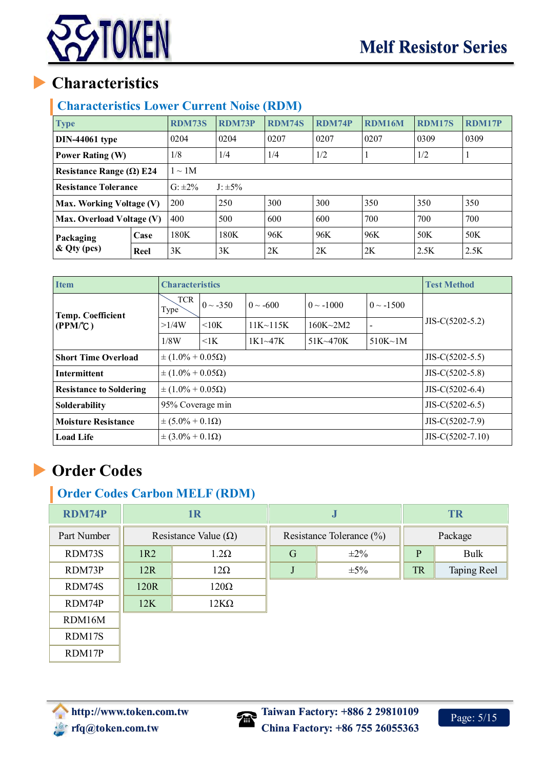# Characteristics

## Characteristics Lower Current Noise (RDM)

| Type | | RDM73S | RDM73P | RDM74S | RDM74P | RDM16M | RDM17S | RDM17P |
|---|---|---|---|---|---|---|---|---|
| **DIN-44061 type** | | 0204 | 0204 | 0207 | 0207 | 0207 | 0309 | 0309 |
| **Power Rating (W)** | | 1/8 | 1/4 | 1/4 | 1/2 | 1 | 1/2 | 1 |
| **Resistance Range (Ω) E24** | | 1 ~ 1M | | | | | | |
| **Resistance Tolerance** | | G: ±2% J: ±5% | | | | | | |
| **Max. Working Voltage (V)** | | 200 | 250 | 300 | 300 | 350 | 350 | 350 |
| **Max. Overload Voltage (V)** | | 400 | 500 | 600 | 600 | 700 | 700 | 700 |
| **Packaging & Qty (pcs)** | **Case** | 180K | 180K | 96K | 96K | 96K | 50K | 50K |
| | **Reel** | 3K | 3K | 2K | 2K | 2K | 2.5K | 2.5K |

| Item | Characteristics | | | | | Test Method |
|---|---|---|---|---|---|---|
| **Temp. Coefficient (PPM/℃)** | TCR / Type | 0 ~ -350 | 0 ~ -600 | 0 ~ -1000 | 0 ~ -1500 | JIS-C(5202-5.2) |
| | >1/4W | <10K | 11K~115K | 160K~2M2 | - | |
| | 1/8W | <1K | 1K1~47K | 51K~470K | 510K~1M | |
| **Short Time Overload** | ± (1.0% + 0.05Ω) | | | | | JIS-C(5202-5.5) |
| **Intermittent** | ± (1.0% + 0.05Ω) | | | | | JIS-C(5202-5.8) |
| **Resistance to Soldering** | ± (1.0% + 0.05Ω) | | | | | JIS-C(5202-6.4) |
| **Solderability** | 95% Coverage min | | | | | JIS-C(5202-6.5) |
| **Moisture Resistance** | ± (5.0% + 0.1Ω) | | | | | JIS-C(5202-7.9) |
| **Load Life** | ± (3.0% + 0.1Ω) | | | | | JIS-C(5202-7.10) |

# Order Codes

## Order Codes Carbon MELF (RDM)

| RDM74P | 1R | | J | | TR | |
|---|---|---|---|---|---|---|
| Part Number | Resistance Value (Ω) | | Resistance Tolerance (%) | | Package | |
| RDM73S | 1R2 | 1.2Ω | G | ±2% | P | Bulk |
| RDM73P | 12R | 12Ω | J | ±5% | TR | Taping Reel |
| RDM74S | 120R | 120Ω | | | | |
| RDM74P | 12K | 12KΩ | | | | |
| RDM16M | | | | | | |
| RDM17S | | | | | | |
| RDM17P | | | | | | |

http://www.token.com.tw
rfq@token.com.tw
Taiwan Factory: +886 2 29810109
China Factory: +86 755 26055363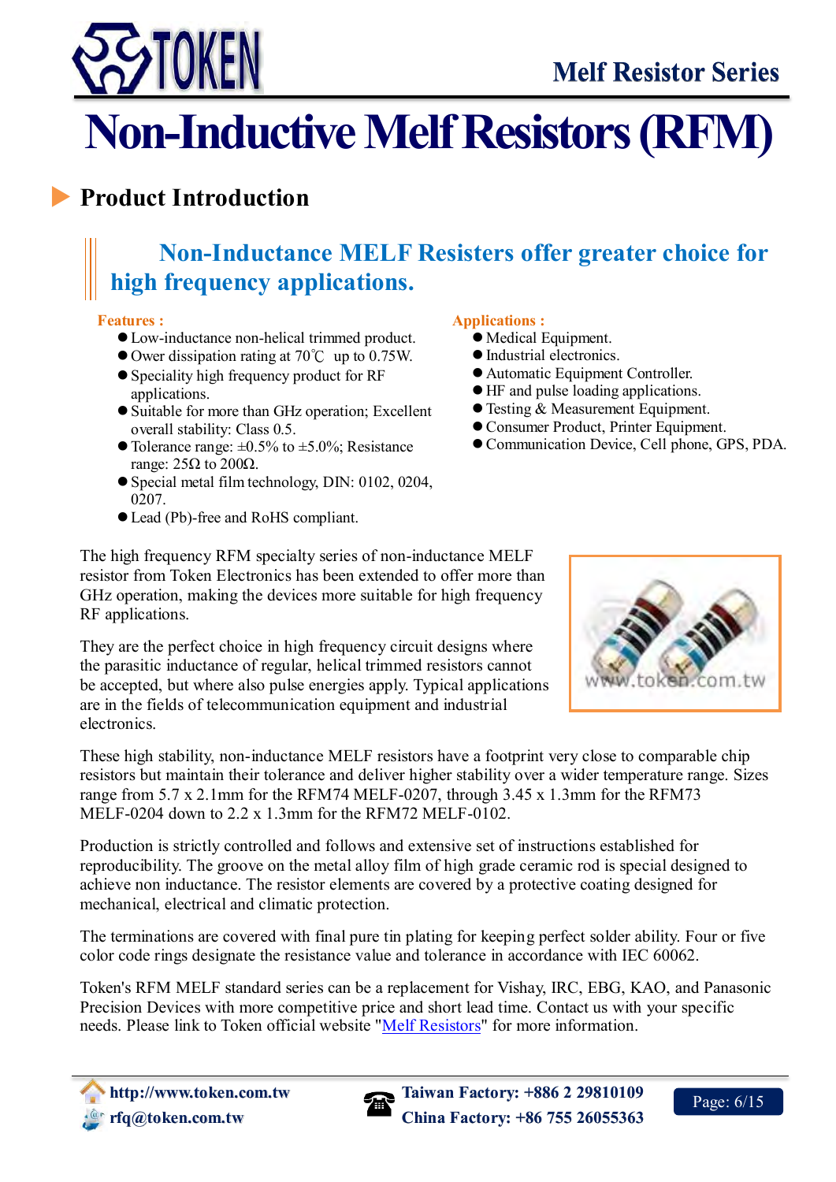# Non-Inductive Melf Resistors (RFM)

## Product Introduction

### Non-Inductance MELF Resisters offer greater choice for high frequency applications.

**Features :**

- Low-inductance non-helical trimmed product.
- Ower dissipation rating at 70℃ up to 0.75W.
- Speciality high frequency product for RF applications.
- Suitable for more than GHz operation; Excellent overall stability: Class 0.5.
- Tolerance range: ±0.5% to ±5.0%; Resistance range: 25Ω to 200Ω.
- Special metal film technology, DIN: 0102, 0204, 0207.
- Lead (Pb)-free and RoHS compliant.

**Applications :**

- Medical Equipment.
- Industrial electronics.
- Automatic Equipment Controller.
- HF and pulse loading applications.
- Testing & Measurement Equipment.
- Consumer Product, Printer Equipment.
- Communication Device, Cell phone, GPS, PDA.

The high frequency RFM specialty series of non-inductance MELF resistor from Token Electronics has been extended to offer more than GHz operation, making the devices more suitable for high frequency RF applications.

They are the perfect choice in high frequency circuit designs where the parasitic inductance of regular, helical trimmed resistors cannot be accepted, but where also pulse energies apply. Typical applications are in the fields of telecommunication equipment and industrial electronics.

These high stability, non-inductance MELF resistors have a footprint very close to comparable chip resistors but maintain their tolerance and deliver higher stability over a wider temperature range. Sizes range from 5.7 x 2.1mm for the RFM74 MELF-0207, through 3.45 x 1.3mm for the RFM73 MELF-0204 down to 2.2 x 1.3mm for the RFM72 MELF-0102.

Production is strictly controlled and follows and extensive set of instructions established for reproducibility. The groove on the metal alloy film of high grade ceramic rod is special designed to achieve non inductance. The resistor elements are covered by a protective coating designed for mechanical, electrical and climatic protection.

The terminations are covered with final pure tin plating for keeping perfect solder ability. Four or five color code rings designate the resistance value and tolerance in accordance with IEC 60062.

Token's RFM MELF standard series can be a replacement for Vishay, IRC, EBG, KAO, and Panasonic Precision Devices with more competitive price and short lead time. Contact us with your specific needs. Please link to Token official website "Melf Resistors" for more information.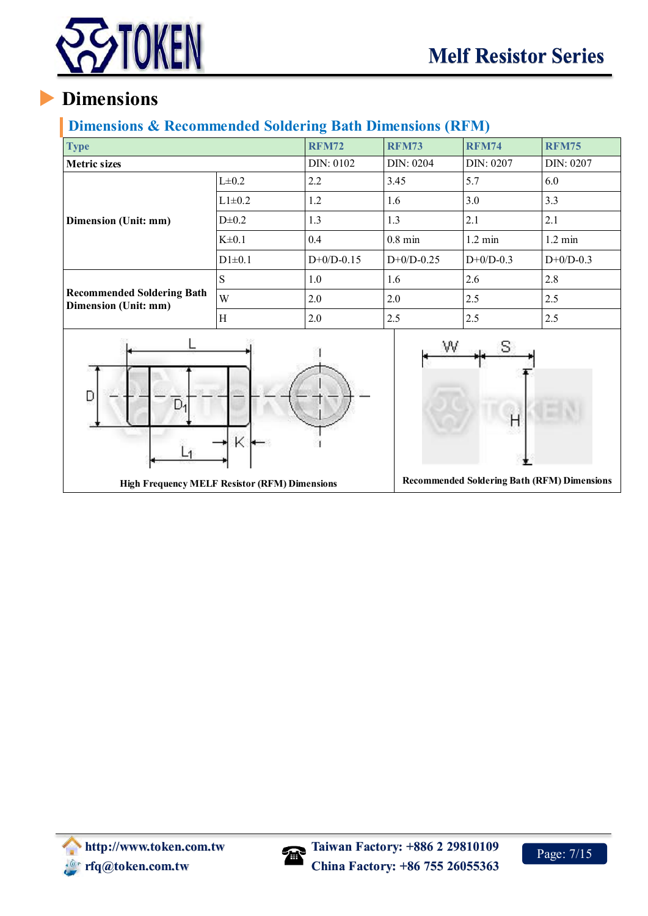## Dimensions

### Dimensions & Recommended Soldering Bath Dimensions (RFM)

| Type | | RFM72 | RFM73 | RFM74 | RFM75 |
|---|---|---|---|---|---|
| Metric sizes | | DIN: 0102 | DIN: 0204 | DIN: 0207 | DIN: 0207 |
| Dimension (Unit: mm) | L±0.2 | 2.2 | 3.45 | 5.7 | 6.0 |
| | L1±0.2 | 1.2 | 1.6 | 3.0 | 3.3 |
| | D±0.2 | 1.3 | 1.3 | 2.1 | 2.1 |
| | K±0.1 | 0.4 | 0.8 min | 1.2 min | 1.2 min |
| | D1±0.1 | D+0/D-0.15 | D+0/D-0.25 | D+0/D-0.3 | D+0/D-0.3 |
| Recommended Soldering Bath Dimension (Unit: mm) | S | 1.0 | 1.6 | 2.6 | 2.8 |
| | W | 2.0 | 2.0 | 2.5 | 2.5 |
| | H | 2.0 | 2.5 | 2.5 | 2.5 |

High Frequency MELF Resistor (RFM) Dimensions

Recommended Soldering Bath (RFM) Dimensions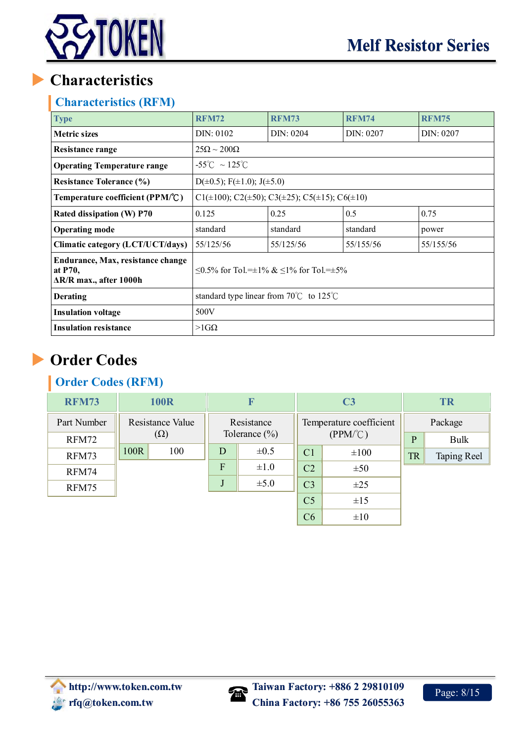# Characteristics

## Characteristics (RFM)

| Type | RFM72 | RFM73 | RFM74 | RFM75 |
|---|---|---|---|---|
| Metric sizes | DIN: 0102 | DIN: 0204 | DIN: 0207 | DIN: 0207 |
| Resistance range | 25Ω ~ 200Ω | | | |
| Operating Temperature range | -55℃ ~ 125℃ | | | |
| Resistance Tolerance (%) | D(±0.5); F(±1.0); J(±5.0) | | | |
| Temperature coefficient (PPM/℃) | C1(±100); C2(±50); C3(±25); C5(±15); C6(±10) | | | |
| Rated dissipation (W) P70 | 0.125 | 0.25 | 0.5 | 0.75 |
| Operating mode | standard | standard | standard | power |
| Climatic category (LCT/UCT/days) | 55/125/56 | 55/125/56 | 55/155/56 | 55/155/56 |
| Endurance, Max, resistance change at P70, ΔR/R max., after 1000h | ≤0.5% for Tol.=±1% & ≤1% for Tol.=±5% | | | |
| Derating | standard type linear from 70℃ to 125℃ | | | |
| Insulation voltage | 500V | | | |
| Insulation resistance | >1GΩ | | | |

# Order Codes

## Order Codes (RFM)

| RFM73 | 100R | | F | | C3 | | TR | |
|---|---|---|---|---|---|---|---|---|
| Part Number | Resistance Value (Ω) | | Resistance Tolerance (%) | | Temperature coefficient (PPM/℃) | | Package | |
| RFM72 | 100R | 100 | D | ±0.5 | C1 | ±100 | P | Bulk |
| RFM73 | | | F | ±1.0 | C2 | ±50 | TR | Taping Reel |
| RFM74 | | | J | ±5.0 | C3 | ±25 | | |
| RFM75 | | | | | C5 | ±15 | | |
| | | | | | C6 | ±10 | | |

http://www.token.com.tw
rfq@token.com.tw
Taiwan Factory: +886 2 29810109
China Factory: +86 755 26055363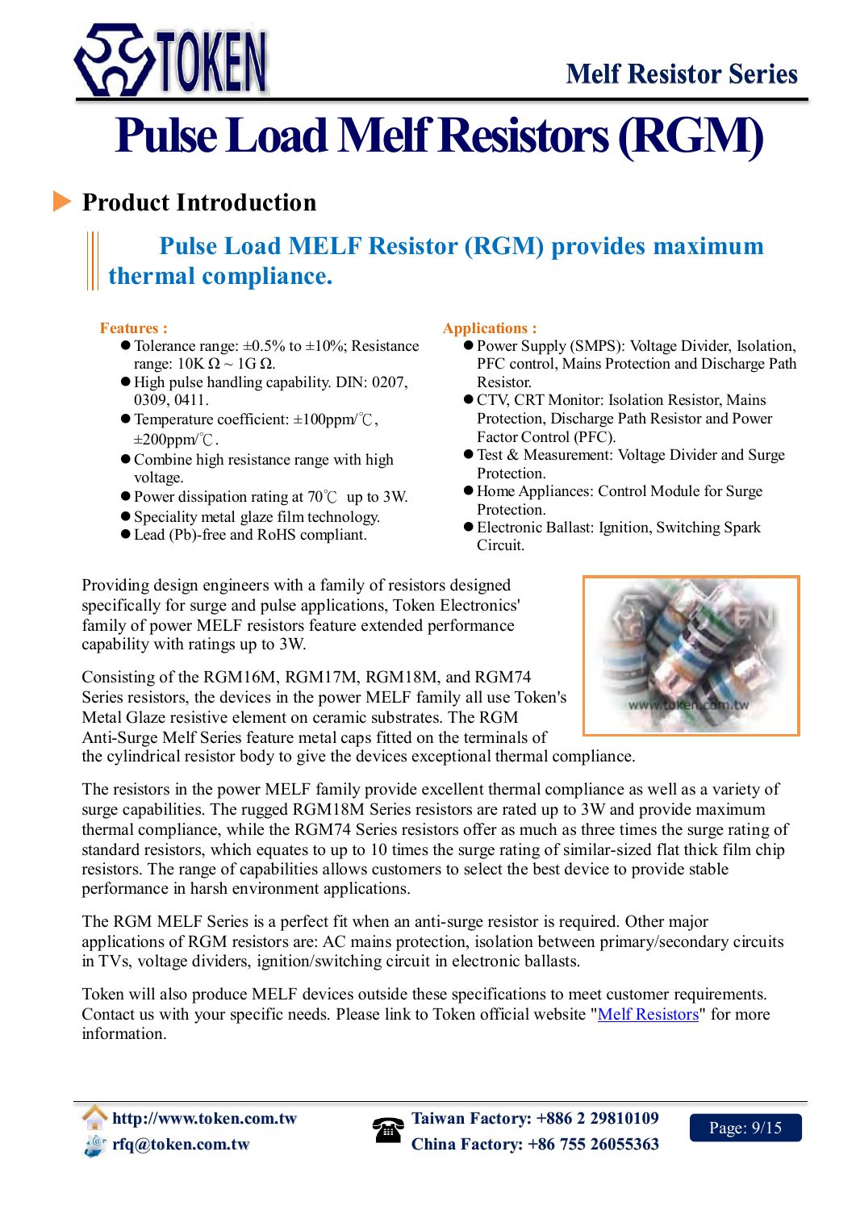# Pulse Load Melf Resistors (RGM)

## Product Introduction

### Pulse Load MELF Resistor (RGM) provides maximum thermal compliance.

**Features :**

- Tolerance range: ±0.5% to ±10%; Resistance range: 10K Ω ~ 1G Ω.
- High pulse handling capability. DIN: 0207, 0309, 0411.
- Temperature coefficient: ±100ppm/℃, ±200ppm/℃.
- Combine high resistance range with high voltage.
- Power dissipation rating at 70℃ up to 3W.
- Speciality metal glaze film technology.
- Lead (Pb)-free and RoHS compliant.

**Applications :**

- Power Supply (SMPS): Voltage Divider, Isolation, PFC control, Mains Protection and Discharge Path Resistor.
- CTV, CRT Monitor: Isolation Resistor, Mains Protection, Discharge Path Resistor and Power Factor Control (PFC).
- Test & Measurement: Voltage Divider and Surge Protection.
- Home Appliances: Control Module for Surge Protection.
- Electronic Ballast: Ignition, Switching Spark Circuit.

Providing design engineers with a family of resistors designed specifically for surge and pulse applications, Token Electronics' family of power MELF resistors feature extended performance capability with ratings up to 3W.

Consisting of the RGM16M, RGM17M, RGM18M, and RGM74 Series resistors, the devices in the power MELF family all use Token's Metal Glaze resistive element on ceramic substrates. The RGM Anti-Surge Melf Series feature metal caps fitted on the terminals of the cylindrical resistor body to give the devices exceptional thermal compliance.

The resistors in the power MELF family provide excellent thermal compliance as well as a variety of surge capabilities. The rugged RGM18M Series resistors are rated up to 3W and provide maximum thermal compliance, while the RGM74 Series resistors offer as much as three times the surge rating of standard resistors, which equates to up to 10 times the surge rating of similar-sized flat thick film chip resistors. The range of capabilities allows customers to select the best device to provide stable performance in harsh environment applications.

The RGM MELF Series is a perfect fit when an anti-surge resistor is required. Other major applications of RGM resistors are: AC mains protection, isolation between primary/secondary circuits in TVs, voltage dividers, ignition/switching circuit in electronic ballasts.

Token will also produce MELF devices outside these specifications to meet customer requirements. Contact us with your specific needs. Please link to Token official website "Melf Resistors" for more information.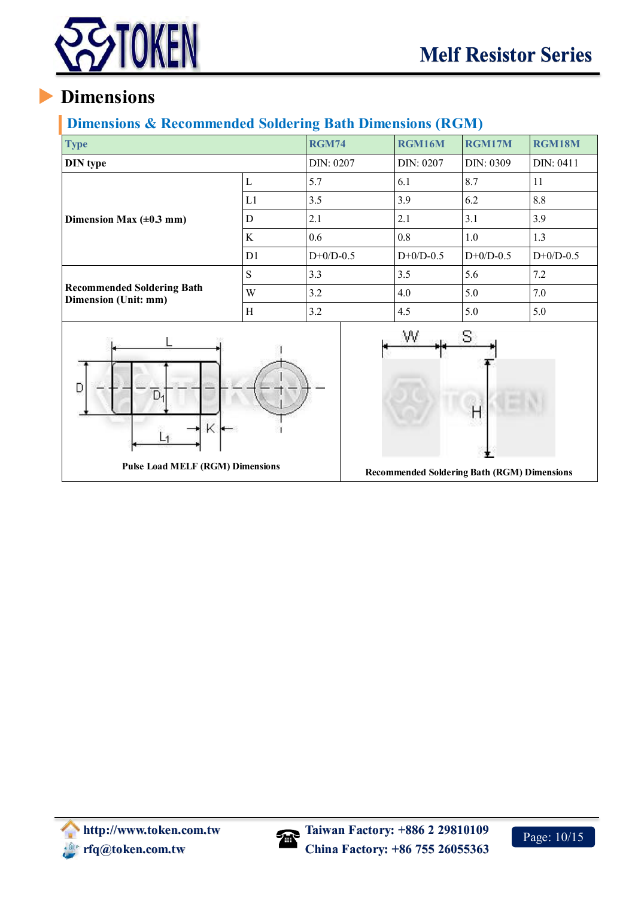# Dimensions

## Dimensions & Recommended Soldering Bath Dimensions (RGM)

| Type | | RGM74 | RGM16M | RGM17M | RGM18M |
|---|---|---|---|---|---|
| DIN type | | DIN: 0207 | DIN: 0207 | DIN: 0309 | DIN: 0411 |
| Dimension Max (±0.3 mm) | L | 5.7 | 6.1 | 8.7 | 11 |
| | L1 | 3.5 | 3.9 | 6.2 | 8.8 |
| | D | 2.1 | 2.1 | 3.1 | 3.9 |
| | K | 0.6 | 0.8 | 1.0 | 1.3 |
| | D1 | D+0/D-0.5 | D+0/D-0.5 | D+0/D-0.5 | D+0/D-0.5 |
| Recommended Soldering Bath Dimension (Unit: mm) | S | 3.3 | 3.5 | 5.6 | 7.2 |
| | W | 3.2 | 4.0 | 5.0 | 7.0 |
| | H | 3.2 | 4.5 | 5.0 | 5.0 |

Pulse Load MELF (RGM) Dimensions

Recommended Soldering Bath (RGM) Dimensions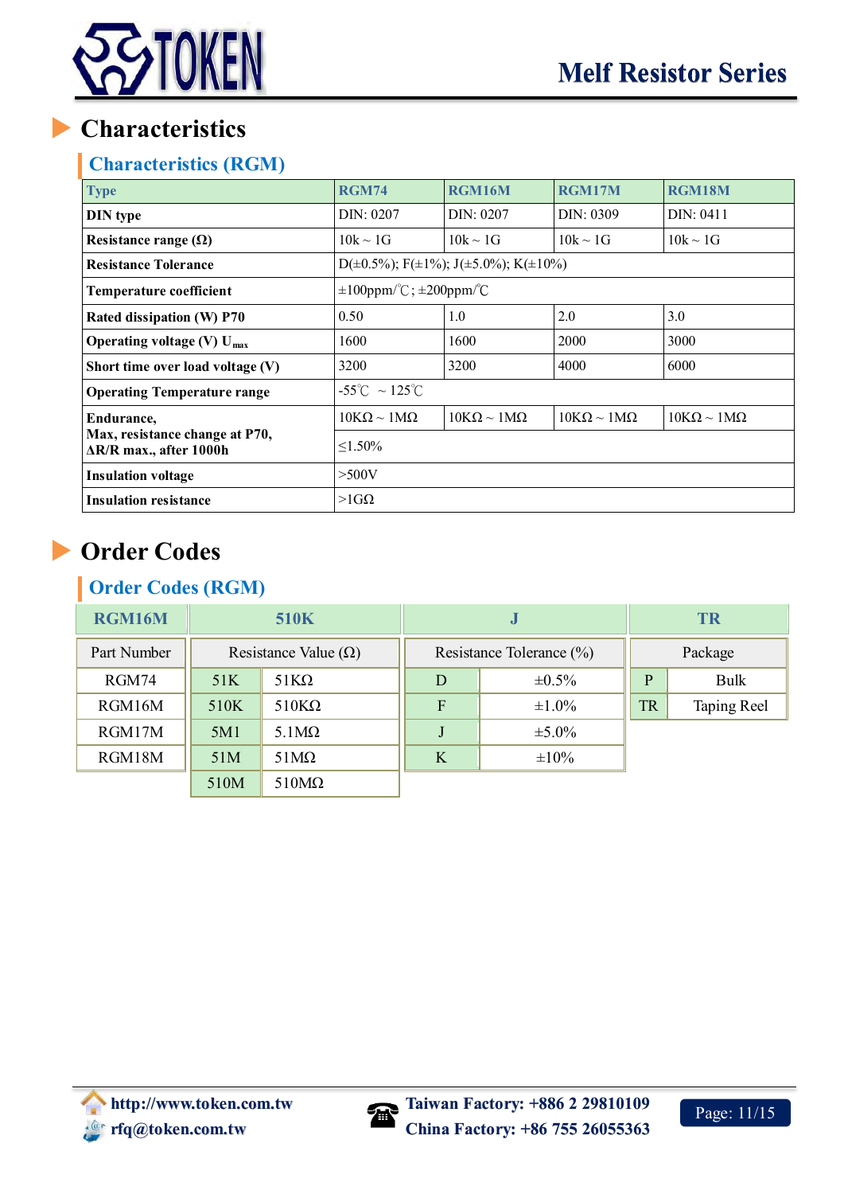# Characteristics

## Characteristics (RGM)

| Type | RGM74 | RGM16M | RGM17M | RGM18M |
|---|---|---|---|---|
| DIN type | DIN: 0207 | DIN: 0207 | DIN: 0309 | DIN: 0411 |
| Resistance range (Ω) | 10k ~ 1G | 10k ~ 1G | 10k ~ 1G | 10k ~ 1G |
| Resistance Tolerance | D(±0.5%); F(±1%); J(±5.0%); K(±10%) | | | |
| Temperature coefficient | ±100ppm/℃; ±200ppm/℃ | | | |
| Rated dissipation (W) P70 | 0.50 | 1.0 | 2.0 | 3.0 |
| Operating voltage (V) $U_{max}$ | 1600 | 1600 | 2000 | 3000 |
| Short time over load voltage (V) | 3200 | 3200 | 4000 | 6000 |
| Operating Temperature range | -55℃ ~ 125℃ | | | |
| Endurance, Max, resistance change at P70, ΔR/R max., after 1000h | 10KΩ ~ 1MΩ | 10KΩ ~ 1MΩ | 10KΩ ~ 1MΩ | 10KΩ ~ 1MΩ |
| | ≤1.50% | | | |
| Insulation voltage | >500V | | | |
| Insulation resistance | >1GΩ | | | |

# Order Codes

## Order Codes (RGM)

| RGM16M | 510K | | J | | TR | |
|---|---|---|---|---|---|---|
| Part Number | Resistance Value (Ω) | | Resistance Tolerance (%) | | Package | |
| RGM74 | 51K | 51KΩ | D | ±0.5% | P | Bulk |
| RGM16M | 510K | 510KΩ | F | ±1.0% | TR | Taping Reel |
| RGM17M | 5M1 | 5.1MΩ | J | ±5.0% | | |
| RGM18M | 51M | 51MΩ | K | ±10% | | |
| | 510M | 510MΩ | | | | |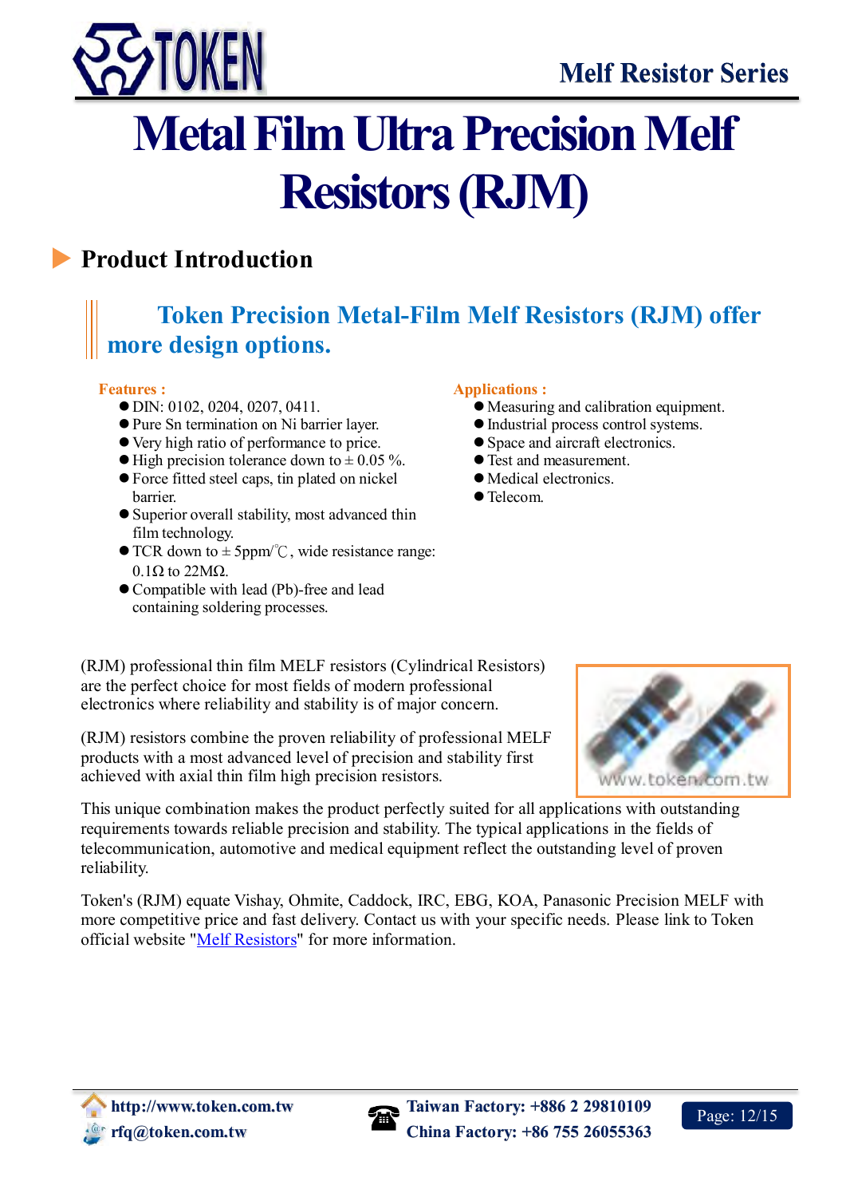# Metal Film Ultra Precision Melf Resistors (RJM)

## Product Introduction

**Token Precision Metal-Film Melf Resistors (RJM) offer more design options.**

**Features :**

- DIN: 0102, 0204, 0207, 0411.
- Pure Sn termination on Ni barrier layer.
- Very high ratio of performance to price.
- High precision tolerance down to ± 0.05 %.
- Force fitted steel caps, tin plated on nickel barrier.
- Superior overall stability, most advanced thin film technology.
- TCR down to ± 5ppm/℃, wide resistance range: 0.1Ω to 22MΩ.
- Compatible with lead (Pb)-free and lead containing soldering processes.

**Applications :**

- Measuring and calibration equipment.
- Industrial process control systems.
- Space and aircraft electronics.
- Test and measurement.
- Medical electronics.
- Telecom.

(RJM) professional thin film MELF resistors (Cylindrical Resistors) are the perfect choice for most fields of modern professional electronics where reliability and stability is of major concern.

(RJM) resistors combine the proven reliability of professional MELF products with a most advanced level of precision and stability first achieved with axial thin film high precision resistors.

This unique combination makes the product perfectly suited for all applications with outstanding requirements towards reliable precision and stability. The typical applications in the fields of telecommunication, automotive and medical equipment reflect the outstanding level of proven reliability.

Token's (RJM) equate Vishay, Ohmite, Caddock, IRC, EBG, KOA, Panasonic Precision MELF with more competitive price and fast delivery. Contact us with your specific needs. Please link to Token official website "Melf Resistors" for more information.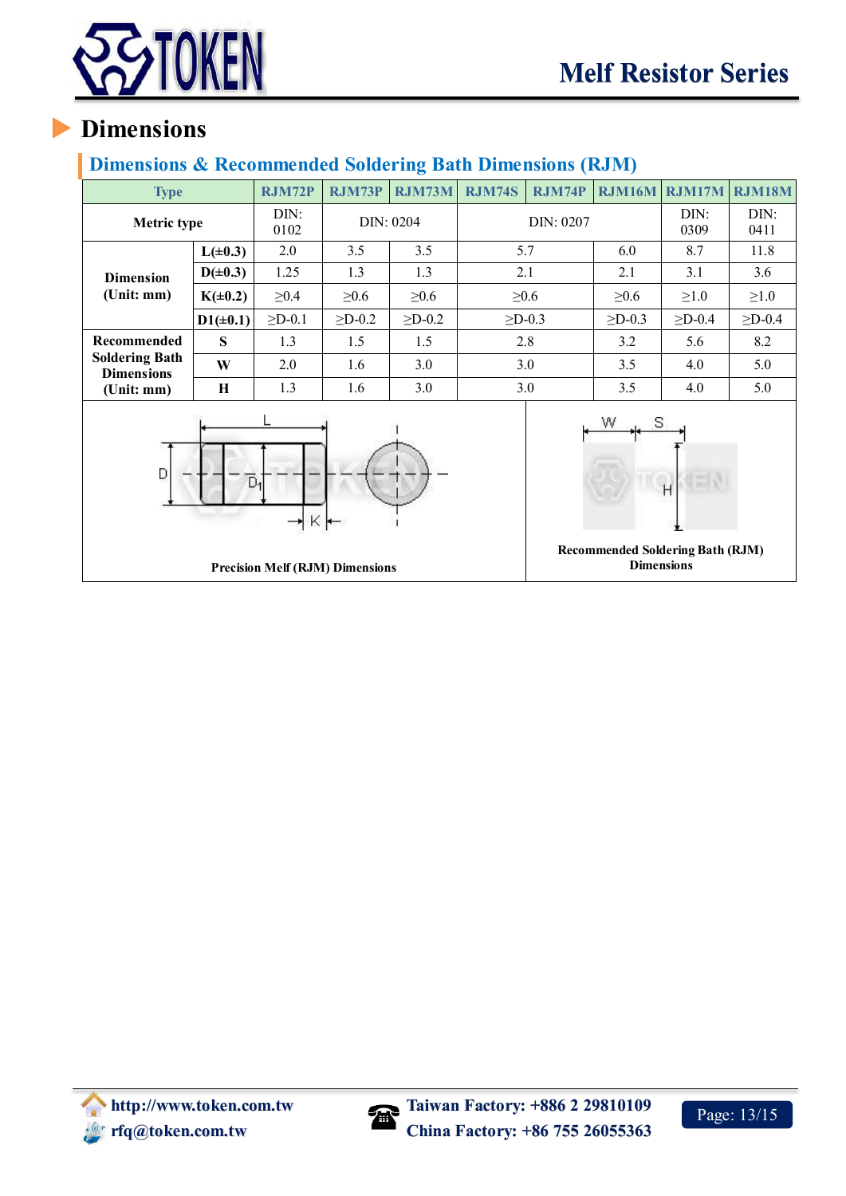# Dimensions

## Dimensions & Recommended Soldering Bath Dimensions (RJM)

| Type | | RJM72P | RJM73P | RJM73M | RJM74S | RJM74P | RJM16M | RJM17M | RJM18M |
|---|---|---|---|---|---|---|---|---|---|
| Metric type | | DIN: 0102 | DIN: 0204 | | DIN: 0207 | | | DIN: 0309 | DIN: 0411 |
| Dimension (Unit: mm) | L(±0.3) | 2.0 | 3.5 | 3.5 | 5.7 | | 6.0 | 8.7 | 11.8 |
| | D(±0.3) | 1.25 | 1.3 | 1.3 | 2.1 | | 2.1 | 3.1 | 3.6 |
| | K(±0.2) | ≥0.4 | ≥0.6 | ≥0.6 | ≥0.6 | | ≥0.6 | ≥1.0 | ≥1.0 |
| | D1(±0.1) | ≥D-0.1 | ≥D-0.2 | ≥D-0.2 | ≥D-0.3 | | ≥D-0.3 | ≥D-0.4 | ≥D-0.4 |
| Recommended Soldering Bath Dimensions (Unit: mm) | S | 1.3 | 1.5 | 1.5 | 2.8 | | 3.2 | 5.6 | 8.2 |
| | W | 2.0 | 1.6 | 3.0 | 3.0 | | 3.5 | 4.0 | 5.0 |
| | H | 1.3 | 1.6 | 3.0 | 3.0 | | 3.5 | 4.0 | 5.0 |

Precision Melf (RJM) Dimensions

Recommended Soldering Bath (RJM) Dimensions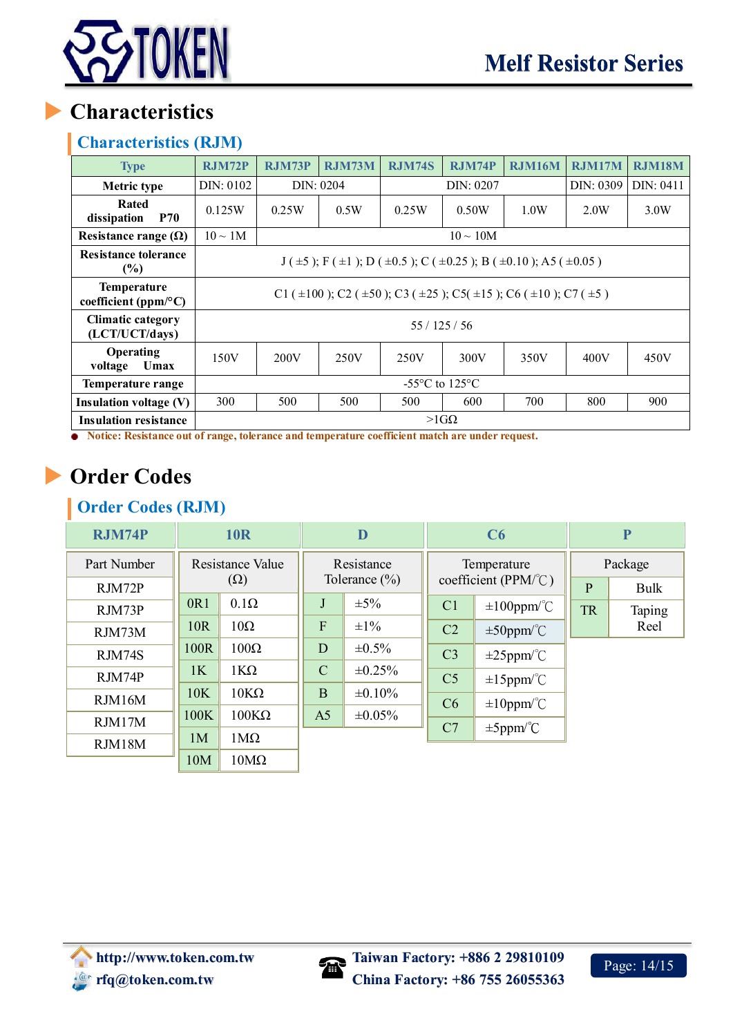# Characteristics

## Characteristics (RJM)

| Type | RJM72P | RJM73P | RJM73M | RJM74S | RJM74P | RJM16M | RJM17M | RJM18M |
|---|---|---|---|---|---|---|---|---|
| Metric type | DIN: 0102 | DIN: 0204 | | DIN: 0207 | | | DIN: 0309 | DIN: 0411 |
| Rated dissipation P70 | 0.125W | 0.25W | 0.5W | 0.25W | 0.50W | 1.0W | 2.0W | 3.0W |
| Resistance range (Ω) | 10 ~ 1M | 10 ~ 10M | | | | | | |
| Resistance tolerance (%) | J ( ±5 ); F ( ±1 ); D ( ±0.5 ); C ( ±0.25 ); B ( ±0.10 ); A5 ( ±0.05 ) | | | | | | | |
| Temperature coefficient (ppm/°C) | C1 ( ±100 ); C2 ( ±50 ); C3 ( ±25 ); C5( ±15 ); C6 ( ±10 ); C7 ( ±5 ) | | | | | | | |
| Climatic category (LCT/UCT/days) | 55 / 125 / 56 | | | | | | | |
| Operating voltage Umax | 150V | 200V | 250V | 250V | 300V | 350V | 400V | 450V |
| Temperature range | -55°C to 125°C | | | | | | | |
| Insulation voltage (V) | 300 | 500 | 500 | 500 | 600 | 700 | 800 | 900 |
| Insulation resistance | >1GΩ | | | | | | | |

● Notice: Resistance out of range, tolerance and temperature coefficient match are under request.

# Order Codes

## Order Codes (RJM)

| RJM74P |
|---|
| Part Number |
| RJM72P |
| RJM73P |
| RJM73M |
| RJM74S |
| RJM74P |
| RJM16M |
| RJM17M |
| RJM18M |

| 10R | |
|---|---|
| Resistance Value (Ω) | |
| 0R1 | 0.1Ω |
| 10R | 10Ω |
| 100R | 100Ω |
| 1K | 1KΩ |
| 10K | 10KΩ |
| 100K | 100KΩ |
| 1M | 1MΩ |
| 10M | 10MΩ |

| D | |
|---|---|
| Resistance Tolerance (%) | |
| J | ±5% |
| F | ±1% |
| D | ±0.5% |
| C | ±0.25% |
| B | ±0.10% |
| A5 | ±0.05% |

| C6 | |
|---|---|
| Temperature coefficient (PPM/℃) | |
| C1 | ±100ppm/℃ |
| C2 | ±50ppm/℃ |
| C3 | ±25ppm/℃ |
| C5 | ±15ppm/℃ |
| C6 | ±10ppm/℃ |
| C7 | ±5ppm/℃ |

| P | |
|---|---|
| Package | |
| P | Bulk |
| TR | Taping Reel |

http://www.token.com.tw
rfq@token.com.tw
Taiwan Factory: +886 2 29810109
China Factory: +86 755 26055363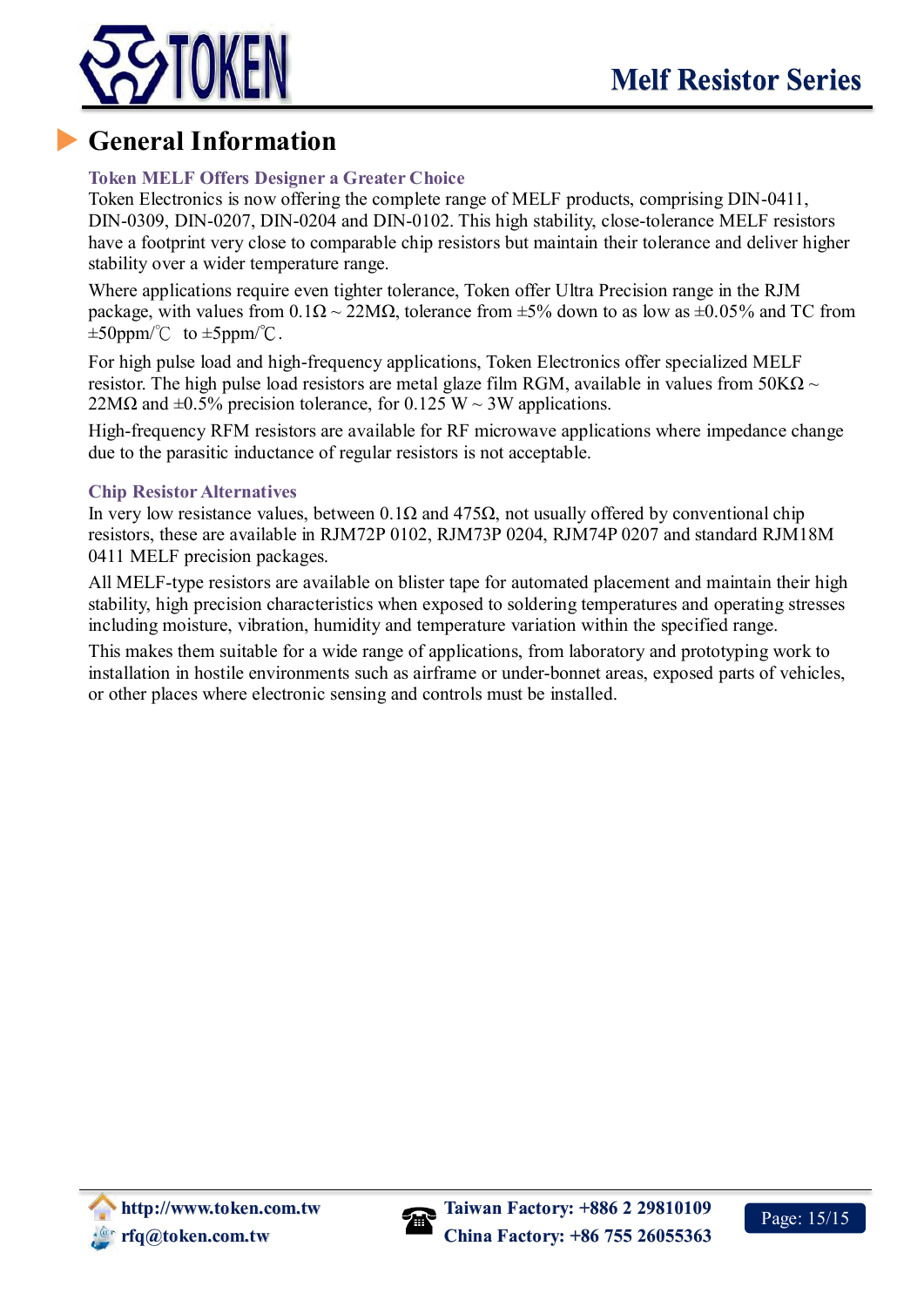## General Information

### Token MELF Offers Designer a Greater Choice

Token Electronics is now offering the complete range of MELF products, comprising DIN-0411, DIN-0309, DIN-0207, DIN-0204 and DIN-0102. This high stability, close-tolerance MELF resistors have a footprint very close to comparable chip resistors but maintain their tolerance and deliver higher stability over a wider temperature range.

Where applications require even tighter tolerance, Token offer Ultra Precision range in the RJM package, with values from 0.1Ω ~ 22MΩ, tolerance from ±5% down to as low as ±0.05% and TC from ±50ppm/℃ to ±5ppm/℃.

For high pulse load and high-frequency applications, Token Electronics offer specialized MELF resistor. The high pulse load resistors are metal glaze film RGM, available in values from 50KΩ ~ 22MΩ and ±0.5% precision tolerance, for 0.125 W ~ 3W applications.

High-frequency RFM resistors are available for RF microwave applications where impedance change due to the parasitic inductance of regular resistors is not acceptable.

### Chip Resistor Alternatives

In very low resistance values, between 0.1Ω and 475Ω, not usually offered by conventional chip resistors, these are available in RJM72P 0102, RJM73P 0204, RJM74P 0207 and standard RJM18M 0411 MELF precision packages.

All MELF-type resistors are available on blister tape for automated placement and maintain their high stability, high precision characteristics when exposed to soldering temperatures and operating stresses including moisture, vibration, humidity and temperature variation within the specified range.

This makes them suitable for a wide range of applications, from laboratory and prototyping work to installation in hostile environments such as airframe or under-bonnet areas, exposed parts of vehicles, or other places where electronic sensing and controls must be installed.